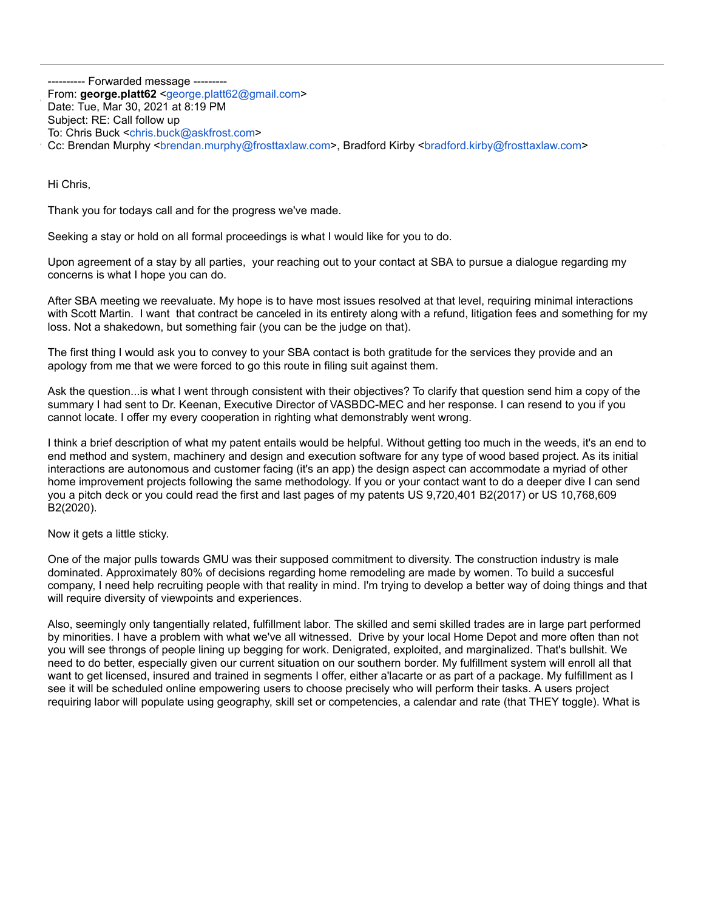---------- Forwarded message ---------
From: **george.platt62** <george.platt62@gmail.com>
Date: Tue, Mar 30, 2021 at 8:19 PM
Subject: RE: Call follow up
To: Chris Buck <chris.buck@askfrost.com>
Cc: Brendan Murphy <brendan.murphy@frosttaxlaw.com>, Bradford Kirby <bradford.kirby@frosttaxlaw.com>

Hi Chris,

Thank you for todays call and for the progress we've made.

Seeking a stay or hold on all formal proceedings is what I would like for you to do.

Upon agreement of a stay by all parties, your reaching out to your contact at SBA to pursue a dialogue regarding my concerns is what I hope you can do.

After SBA meeting we reevaluate. My hope is to have most issues resolved at that level, requiring minimal interactions with Scott Martin. I want that contract be canceled in its entirety along with a refund, litigation fees and something for my loss. Not a shakedown, but something fair (you can be the judge on that).

The first thing I would ask you to convey to your SBA contact is both gratitude for the services they provide and an apology from me that we were forced to go this route in filing suit against them.

Ask the question...is what I went through consistent with their objectives? To clarify that question send him a copy of the summary I had sent to Dr. Keenan, Executive Director of VASBDC-MEC and her response. I can resend to you if you cannot locate. I offer my every cooperation in righting what demonstrably went wrong.

I think a brief description of what my patent entails would be helpful. Without getting too much in the weeds, it's an end to end method and system, machinery and design and execution software for any type of wood based project. As its initial interactions are autonomous and customer facing (it's an app) the design aspect can accommodate a myriad of other home improvement projects following the same methodology. If you or your contact want to do a deeper dive I can send you a pitch deck or you could read the first and last pages of my patents US 9,720,401 B2(2017) or US 10,768,609 B2(2020).

Now it gets a little sticky.

One of the major pulls towards GMU was their supposed commitment to diversity. The construction industry is male dominated. Approximately 80% of decisions regarding home remodeling are made by women. To build a succesful company, I need help recruiting people with that reality in mind. I'm trying to develop a better way of doing things and that will require diversity of viewpoints and experiences.

Also, seemingly only tangentially related, fulfillment labor. The skilled and semi skilled trades are in large part performed by minorities. I have a problem with what we've all witnessed. Drive by your local Home Depot and more often than not you will see throngs of people lining up begging for work. Denigrated, exploited, and marginalized. That's bullshit. We need to do better, especially given our current situation on our southern border. My fulfillment system will enroll all that want to get licensed, insured and trained in segments I offer, either a'lacarte or as part of a package. My fulfillment as I see it will be scheduled online empowering users to choose precisely who will perform their tasks. A users project requiring labor will populate using geography, skill set or competencies, a calendar and rate (that THEY toggle). What is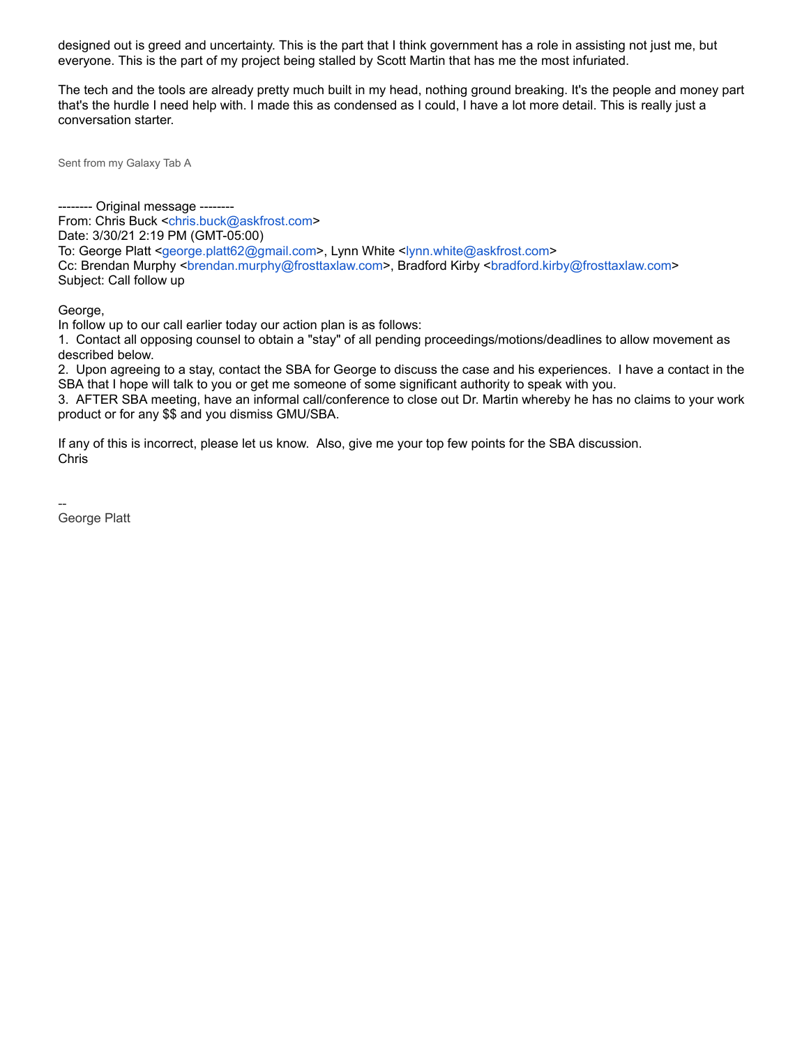designed out is greed and uncertainty. This is the part that I think government has a role in assisting not just me, but everyone. This is the part of my project being stalled by Scott Martin that has me the most infuriated.

The tech and the tools are already pretty much built in my head, nothing ground breaking. It's the people and money part that's the hurdle I need help with. I made this as condensed as I could, I have a lot more detail. This is really just a conversation starter.

Sent from my Galaxy Tab A

-------- Original message --------
From: Chris Buck <chris.buck@askfrost.com>
Date: 3/30/21 2:19 PM (GMT-05:00)
To: George Platt <george.platt62@gmail.com>, Lynn White <lynn.white@askfrost.com>
Cc: Brendan Murphy <brendan.murphy@frosttaxlaw.com>, Bradford Kirby <bradford.kirby@frosttaxlaw.com>
Subject: Call follow up

George,
In follow up to our call earlier today our action plan is as follows:
1. Contact all opposing counsel to obtain a "stay" of all pending proceedings/motions/deadlines to allow movement as described below.
2. Upon agreeing to a stay, contact the SBA for George to discuss the case and his experiences. I have a contact in the SBA that I hope will talk to you or get me someone of some significant authority to speak with you.
3. AFTER SBA meeting, have an informal call/conference to close out Dr. Martin whereby he has no claims to your work product or for any $$ and you dismiss GMU/SBA.

If any of this is incorrect, please let us know. Also, give me your top few points for the SBA discussion.
Chris

--
George Platt